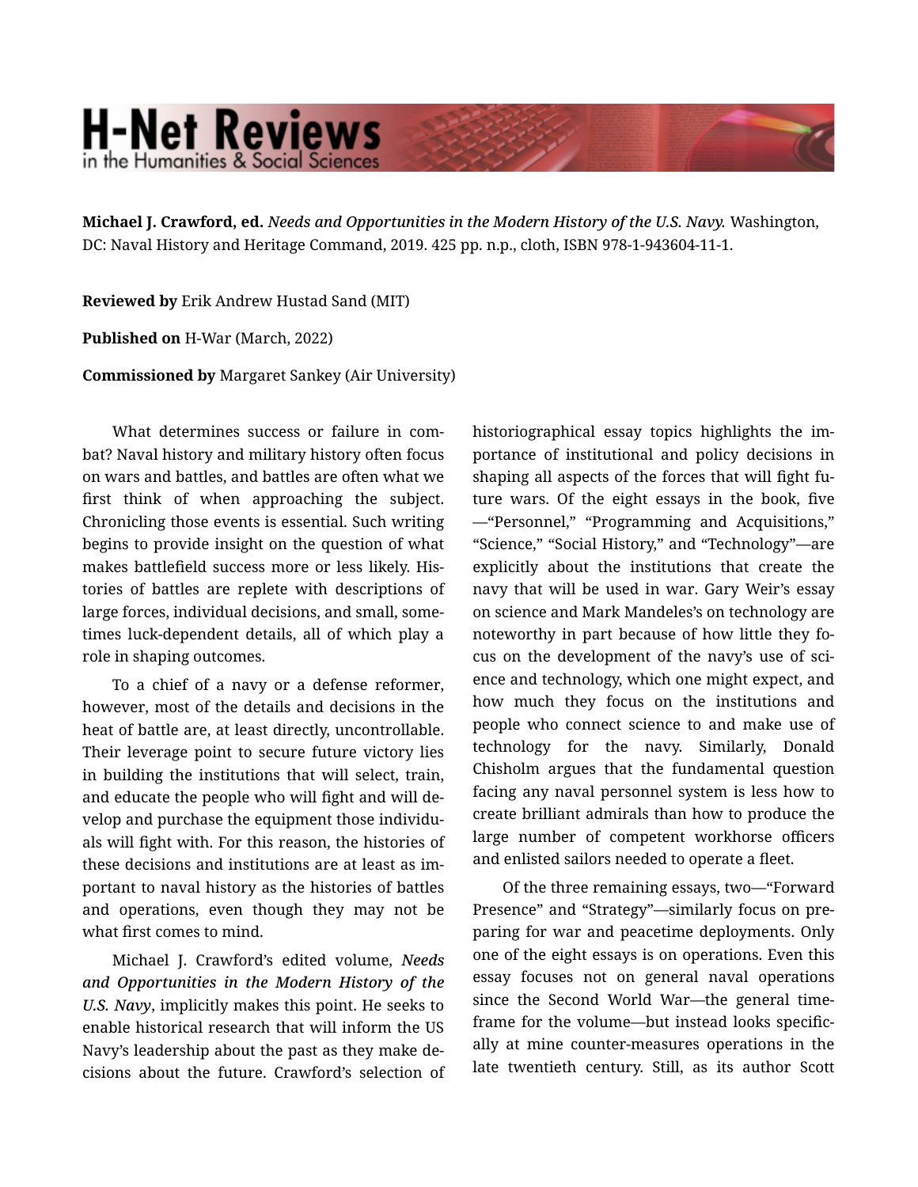**Michael J. Crawford, ed.** *Needs and Opportunities in the Modern History of the U.S. Navy.* Washington, DC: Naval History and Heritage Command, 2019. 425 pp. n.p., cloth, ISBN 978-1-943604-11-1.

**Reviewed by** Erik Andrew Hustad Sand (MIT)

**Published on** H-War (March, 2022)

**Commissioned by** Margaret Sankey (Air University)

What determines success or failure in combat? Naval history and military history often focus on wars and battles, and battles are often what we first think of when approaching the subject. Chronicling those events is essential. Such writing begins to provide insight on the question of what makes battlefield success more or less likely. Histories of battles are replete with descriptions of large forces, individual decisions, and small, sometimes luck-dependent details, all of which play a role in shaping outcomes.

To a chief of a navy or a defense reformer, however, most of the details and decisions in the heat of battle are, at least directly, uncontrollable. Their leverage point to secure future victory lies in building the institutions that will select, train, and educate the people who will fight and will develop and purchase the equipment those individuals will fight with. For this reason, the histories of these decisions and institutions are at least as important to naval history as the histories of battles and operations, even though they may not be what first comes to mind.

Michael J. Crawford's edited volume, *Needs and Opportunities in the Modern History of the U.S. Navy*, implicitly makes this point. He seeks to enable historical research that will inform the US Navy's leadership about the past as they make decisions about the future. Crawford's selection of historiographical essay topics highlights the importance of institutional and policy decisions in shaping all aspects of the forces that will fight future wars. Of the eight essays in the book, five—"Personnel," "Programming and Acquisitions," "Science," "Social History," and "Technology"—are explicitly about the institutions that create the navy that will be used in war. Gary Weir's essay on science and Mark Mandeles's on technology are noteworthy in part because of how little they focus on the development of the navy's use of science and technology, which one might expect, and how much they focus on the institutions and people who connect science to and make use of technology for the navy. Similarly, Donald Chisholm argues that the fundamental question facing any naval personnel system is less how to create brilliant admirals than how to produce the large number of competent workhorse officers and enlisted sailors needed to operate a fleet.

Of the three remaining essays, two—"Forward Presence" and "Strategy"—similarly focus on preparing for war and peacetime deployments. Only one of the eight essays is on operations. Even this essay focuses not on general naval operations since the Second World War—the general timeframe for the volume—but instead looks specifically at mine counter-measures operations in the late twentieth century. Still, as its author Scott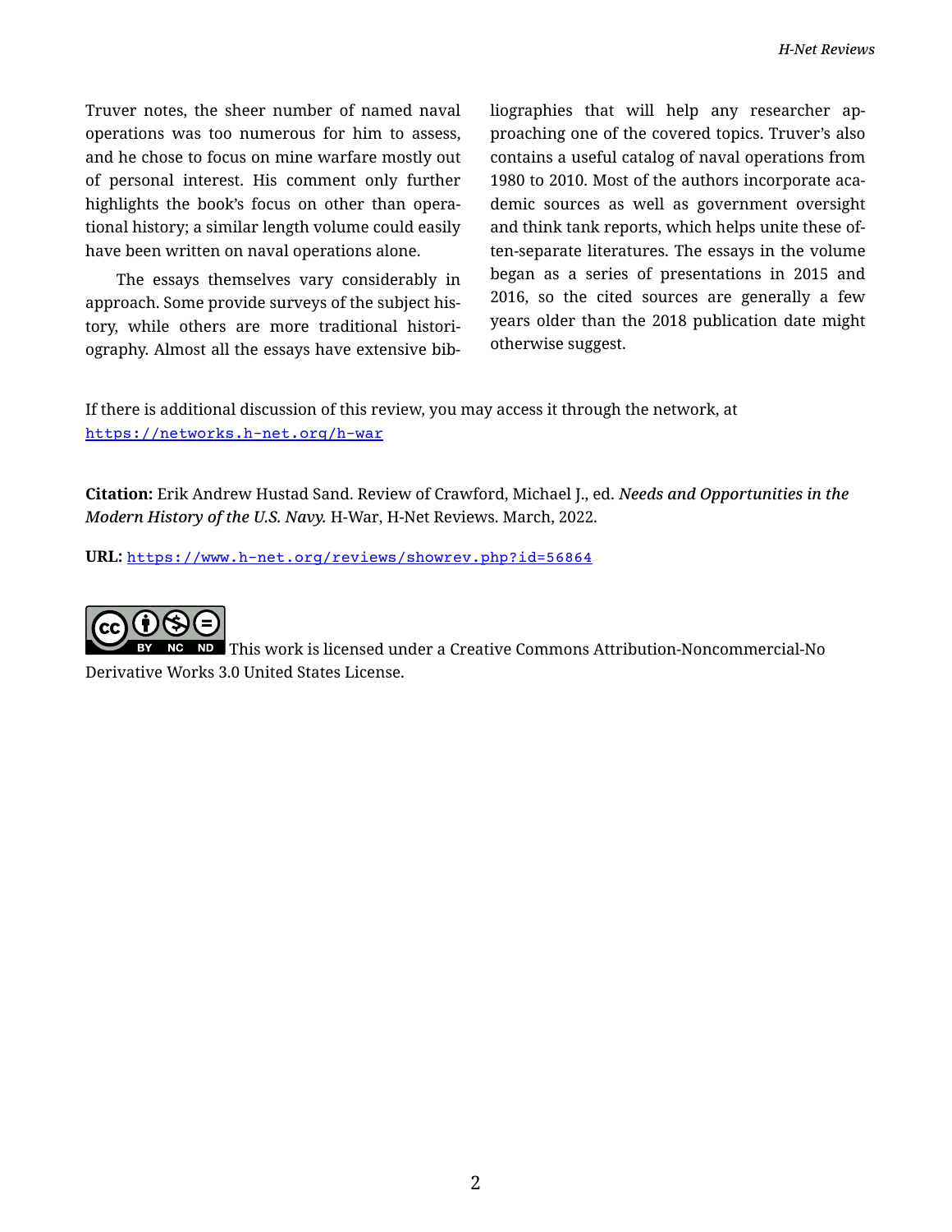Truver notes, the sheer number of named naval operations was too numerous for him to assess, and he chose to focus on mine warfare mostly out of personal interest. His comment only further highlights the book's focus on other than operational history; a similar length volume could easily have been written on naval operations alone.

The essays themselves vary considerably in approach. Some provide surveys of the subject history, while others are more traditional historiography. Almost all the essays have extensive bibliographies that will help any researcher approaching one of the covered topics. Truver's also contains a useful catalog of naval operations from 1980 to 2010. Most of the authors incorporate academic sources as well as government oversight and think tank reports, which helps unite these often-separate literatures. The essays in the volume began as a series of presentations in 2015 and 2016, so the cited sources are generally a few years older than the 2018 publication date might otherwise suggest.

If there is additional discussion of this review, you may access it through the network, at https://networks.h-net.org/h-war

**Citation:** Erik Andrew Hustad Sand. Review of Crawford, Michael J., ed. *Needs and Opportunities in the Modern History of the U.S. Navy.* H-War, H-Net Reviews. March, 2022.

**URL:** https://www.h-net.org/reviews/showrev.php?id=56864

This work is licensed under a Creative Commons Attribution-Noncommercial-No Derivative Works 3.0 United States License.